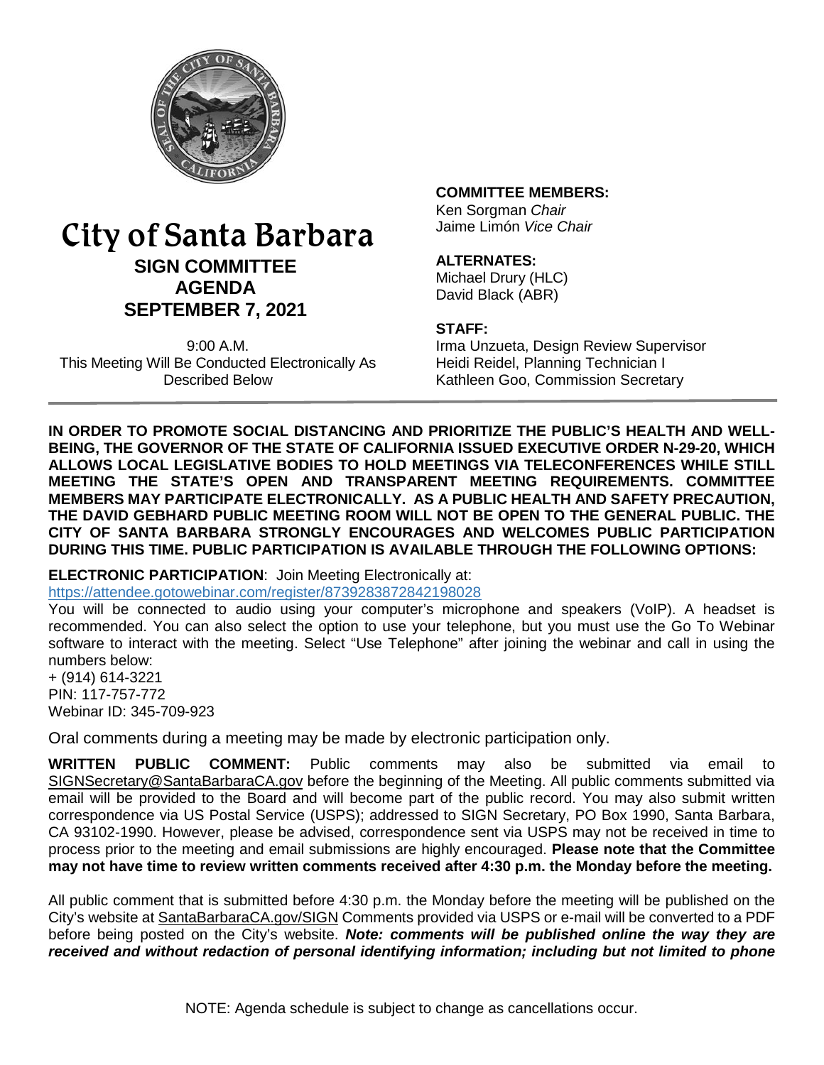# City of Santa Barbara

## SIGN COMMITTEE AGENDA

## SEPTEMBER 7, 2021

9:00 A.M.
This Meeting Will Be Conducted Electronically As Described Below

**COMMITTEE MEMBERS:**
Ken Sorgman *Chair*
Jaime Limón *Vice Chair*

**ALTERNATES:**
Michael Drury (HLC)
David Black (ABR)

**STAFF:**
Irma Unzueta, Design Review Supervisor
Heidi Reidel, Planning Technician I
Kathleen Goo, Commission Secretary

**IN ORDER TO PROMOTE SOCIAL DISTANCING AND PRIORITIZE THE PUBLIC'S HEALTH AND WELL-BEING, THE GOVERNOR OF THE STATE OF CALIFORNIA ISSUED EXECUTIVE ORDER N-29-20, WHICH ALLOWS LOCAL LEGISLATIVE BODIES TO HOLD MEETINGS VIA TELECONFERENCES WHILE STILL MEETING THE STATE'S OPEN AND TRANSPARENT MEETING REQUIREMENTS. COMMITTEE MEMBERS MAY PARTICIPATE ELECTRONICALLY. AS A PUBLIC HEALTH AND SAFETY PRECAUTION, THE DAVID GEBHARD PUBLIC MEETING ROOM WILL NOT BE OPEN TO THE GENERAL PUBLIC. THE CITY OF SANTA BARBARA STRONGLY ENCOURAGES AND WELCOMES PUBLIC PARTICIPATION DURING THIS TIME. PUBLIC PARTICIPATION IS AVAILABLE THROUGH THE FOLLOWING OPTIONS:**

**ELECTRONIC PARTICIPATION**: Join Meeting Electronically at:
https://attendee.gotowebinar.com/register/8739283872842198028

You will be connected to audio using your computer's microphone and speakers (VoIP). A headset is recommended. You can also select the option to use your telephone, but you must use the Go To Webinar software to interact with the meeting. Select "Use Telephone" after joining the webinar and call in using the numbers below:
+ (914) 614-3221
PIN: 117-757-772
Webinar ID: 345-709-923

Oral comments during a meeting may be made by electronic participation only.

**WRITTEN PUBLIC COMMENT:** Public comments may also be submitted via email to SIGNSecretary@SantaBarbaraCA.gov before the beginning of the Meeting. All public comments submitted via email will be provided to the Board and will become part of the public record. You may also submit written correspondence via US Postal Service (USPS); addressed to SIGN Secretary, PO Box 1990, Santa Barbara, CA 93102-1990. However, please be advised, correspondence sent via USPS may not be received in time to process prior to the meeting and email submissions are highly encouraged. **Please note that the Committee may not have time to review written comments received after 4:30 p.m. the Monday before the meeting.**

All public comment that is submitted before 4:30 p.m. the Monday before the meeting will be published on the City's website at SantaBarbaraCA.gov/SIGN Comments provided via USPS or e-mail will be converted to a PDF before being posted on the City's website. ***Note: comments will be published online the way they are received and without redaction of personal identifying information; including but not limited to phone***

NOTE: Agenda schedule is subject to change as cancellations occur.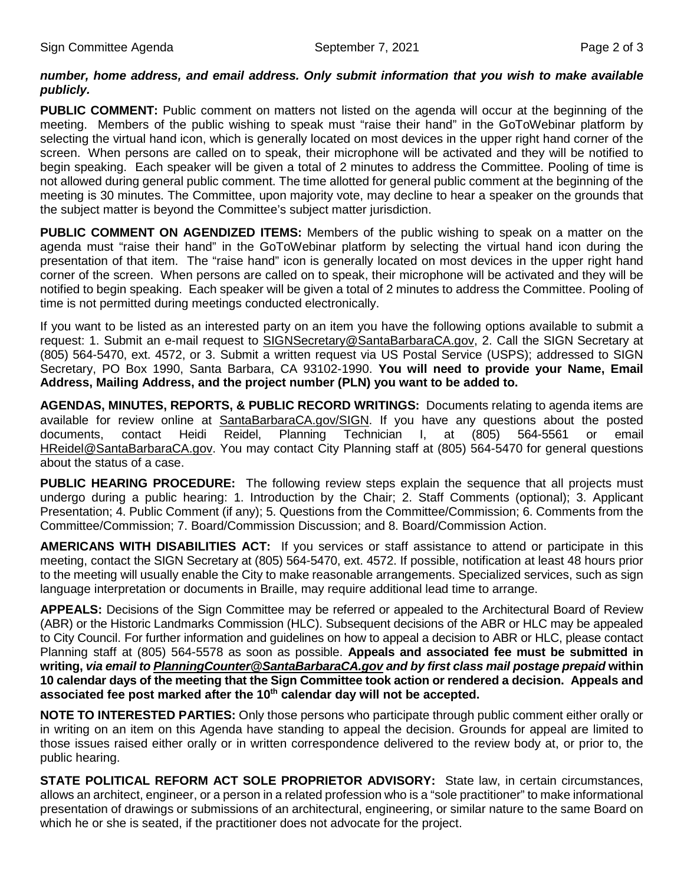***number, home address, and email address. Only submit information that you wish to make available publicly.***

**PUBLIC COMMENT:** Public comment on matters not listed on the agenda will occur at the beginning of the meeting. Members of the public wishing to speak must "raise their hand" in the GoToWebinar platform by selecting the virtual hand icon, which is generally located on most devices in the upper right hand corner of the screen. When persons are called on to speak, their microphone will be activated and they will be notified to begin speaking. Each speaker will be given a total of 2 minutes to address the Committee. Pooling of time is not allowed during general public comment. The time allotted for general public comment at the beginning of the meeting is 30 minutes. The Committee, upon majority vote, may decline to hear a speaker on the grounds that the subject matter is beyond the Committee's subject matter jurisdiction.

**PUBLIC COMMENT ON AGENDIZED ITEMS:** Members of the public wishing to speak on a matter on the agenda must "raise their hand" in the GoToWebinar platform by selecting the virtual hand icon during the presentation of that item. The "raise hand" icon is generally located on most devices in the upper right hand corner of the screen. When persons are called on to speak, their microphone will be activated and they will be notified to begin speaking. Each speaker will be given a total of 2 minutes to address the Committee. Pooling of time is not permitted during meetings conducted electronically.

If you want to be listed as an interested party on an item you have the following options available to submit a request: 1. Submit an e-mail request to SIGNSecretary@SantaBarbaraCA.gov, 2. Call the SIGN Secretary at (805) 564-5470, ext. 4572, or 3. Submit a written request via US Postal Service (USPS); addressed to SIGN Secretary, PO Box 1990, Santa Barbara, CA 93102-1990. **You will need to provide your Name, Email Address, Mailing Address, and the project number (PLN) you want to be added to.**

**AGENDAS, MINUTES, REPORTS, & PUBLIC RECORD WRITINGS:** Documents relating to agenda items are available for review online at SantaBarbaraCA.gov/SIGN. If you have any questions about the posted documents, contact Heidi Reidel, Planning Technician I, at (805) 564-5561 or email HReidel@SantaBarbaraCA.gov. You may contact City Planning staff at (805) 564-5470 for general questions about the status of a case.

**PUBLIC HEARING PROCEDURE:** The following review steps explain the sequence that all projects must undergo during a public hearing: 1. Introduction by the Chair; 2. Staff Comments (optional); 3. Applicant Presentation; 4. Public Comment (if any); 5. Questions from the Committee/Commission; 6. Comments from the Committee/Commission; 7. Board/Commission Discussion; and 8. Board/Commission Action.

**AMERICANS WITH DISABILITIES ACT:** If you services or staff assistance to attend or participate in this meeting, contact the SIGN Secretary at (805) 564-5470, ext. 4572. If possible, notification at least 48 hours prior to the meeting will usually enable the City to make reasonable arrangements. Specialized services, such as sign language interpretation or documents in Braille, may require additional lead time to arrange.

**APPEALS:** Decisions of the Sign Committee may be referred or appealed to the Architectural Board of Review (ABR) or the Historic Landmarks Commission (HLC). Subsequent decisions of the ABR or HLC may be appealed to City Council. For further information and guidelines on how to appeal a decision to ABR or HLC, please contact Planning staff at (805) 564-5578 as soon as possible. **Appeals and associated fee must be submitted in writing, *via email to PlanningCounter@SantaBarbaraCA.gov and by first class mail postage prepaid* within 10 calendar days of the meeting that the Sign Committee took action or rendered a decision. Appeals and associated fee post marked after the 10th calendar day will not be accepted.**

**NOTE TO INTERESTED PARTIES:** Only those persons who participate through public comment either orally or in writing on an item on this Agenda have standing to appeal the decision. Grounds for appeal are limited to those issues raised either orally or in written correspondence delivered to the review body at, or prior to, the public hearing.

**STATE POLITICAL REFORM ACT SOLE PROPRIETOR ADVISORY:** State law, in certain circumstances, allows an architect, engineer, or a person in a related profession who is a "sole practitioner" to make informational presentation of drawings or submissions of an architectural, engineering, or similar nature to the same Board on which he or she is seated, if the practitioner does not advocate for the project.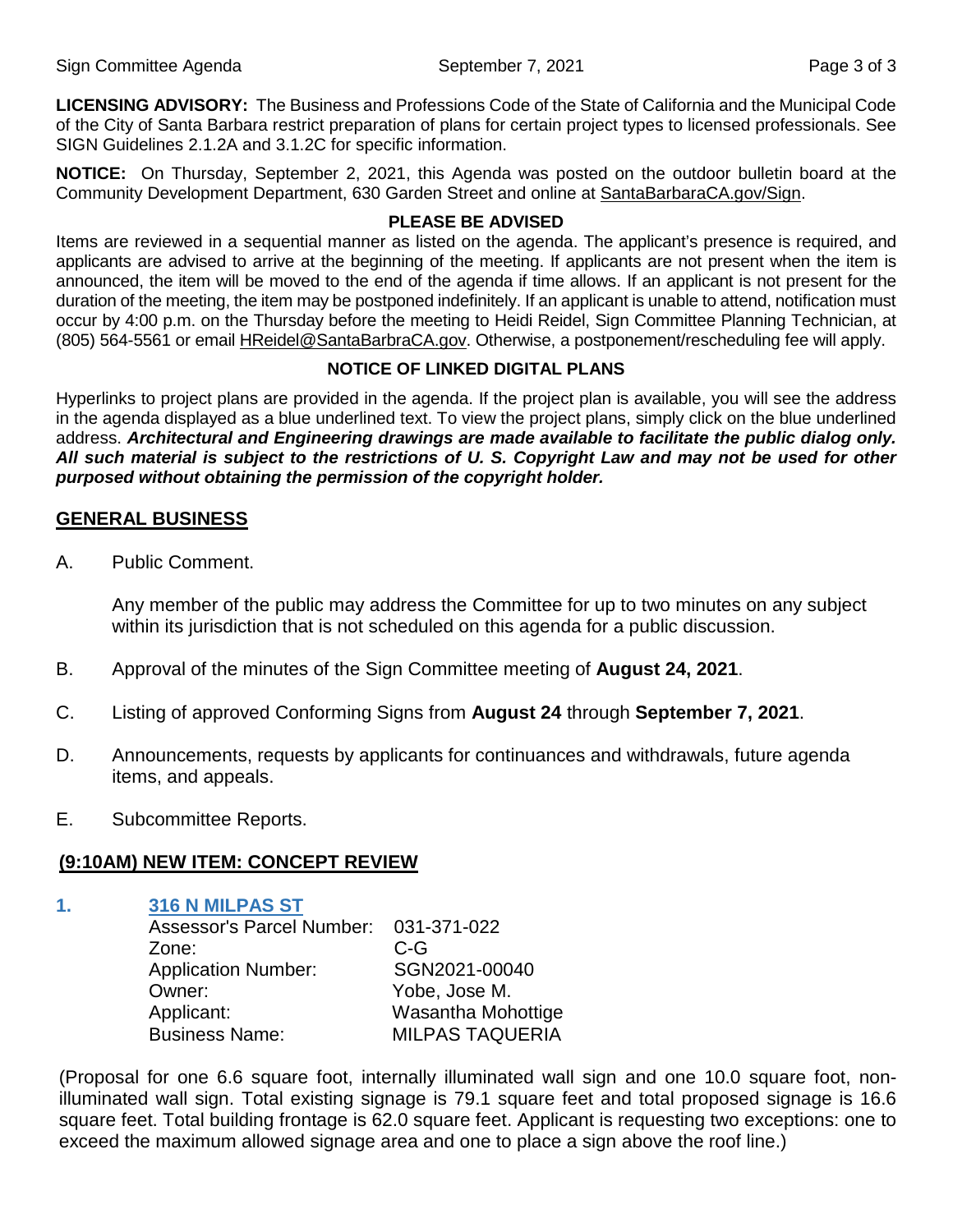**LICENSING ADVISORY:** The Business and Professions Code of the State of California and the Municipal Code of the City of Santa Barbara restrict preparation of plans for certain project types to licensed professionals. See SIGN Guidelines 2.1.2A and 3.1.2C for specific information.

**NOTICE:** On Thursday, September 2, 2021, this Agenda was posted on the outdoor bulletin board at the Community Development Department, 630 Garden Street and online at SantaBarbaraCA.gov/Sign.

**PLEASE BE ADVISED**

Items are reviewed in a sequential manner as listed on the agenda. The applicant's presence is required, and applicants are advised to arrive at the beginning of the meeting. If applicants are not present when the item is announced, the item will be moved to the end of the agenda if time allows. If an applicant is not present for the duration of the meeting, the item may be postponed indefinitely. If an applicant is unable to attend, notification must occur by 4:00 p.m. on the Thursday before the meeting to Heidi Reidel, Sign Committee Planning Technician, at (805) 564-5561 or email HReidel@SantaBarbraCA.gov. Otherwise, a postponement/rescheduling fee will apply.

**NOTICE OF LINKED DIGITAL PLANS**

Hyperlinks to project plans are provided in the agenda. If the project plan is available, you will see the address in the agenda displayed as a blue underlined text. To view the project plans, simply click on the blue underlined address. ***Architectural and Engineering drawings are made available to facilitate the public dialog only. All such material is subject to the restrictions of U. S. Copyright Law and may not be used for other purposed without obtaining the permission of the copyright holder.***

## GENERAL BUSINESS

A. Public Comment.

Any member of the public may address the Committee for up to two minutes on any subject within its jurisdiction that is not scheduled on this agenda for a public discussion.

B. Approval of the minutes of the Sign Committee meeting of **August 24, 2021**.

C. Listing of approved Conforming Signs from **August 24** through **September 7, 2021**.

D. Announcements, requests by applicants for continuances and withdrawals, future agenda items, and appeals.

E. Subcommittee Reports.

## (9:10AM) NEW ITEM: CONCEPT REVIEW

### 1. 316 N MILPAS ST

Assessor's Parcel Number: 031-371-022
Zone: C-G
Application Number: SGN2021-00040
Owner: Yobe, Jose M.
Applicant: Wasantha Mohottige
Business Name: MILPAS TAQUERIA

(Proposal for one 6.6 square foot, internally illuminated wall sign and one 10.0 square foot, non-illuminated wall sign. Total existing signage is 79.1 square feet and total proposed signage is 16.6 square feet. Total building frontage is 62.0 square feet. Applicant is requesting two exceptions: one to exceed the maximum allowed signage area and one to place a sign above the roof line.)